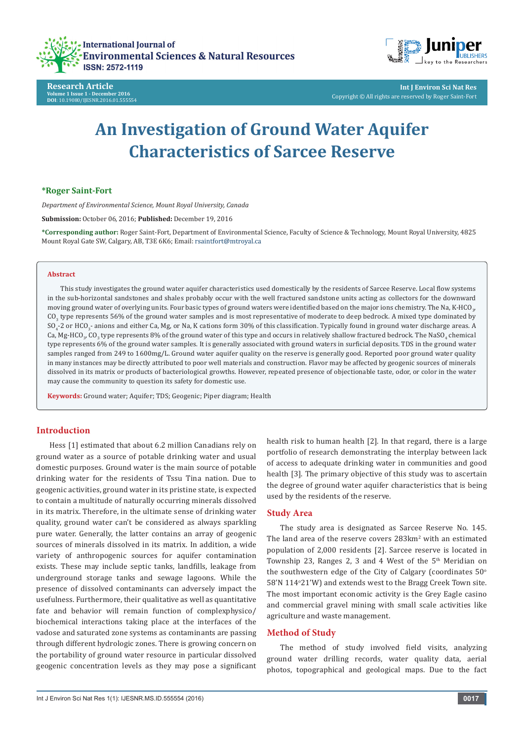**Research Article**
Volume 1 Issue 1 - December 2016
DOI: 10.19080/IJESNR.2016.01.555554

Int J Environ Sci Nat Res
Copyright © All rights are reserved by Roger Saint-Fort

# An Investigation of Ground Water Aquifer Characteristics of Sarcee Reserve

**\*Roger Saint-Fort**

*Department of Environmental Science, Mount Royal University, Canada*

**Submission:** October 06, 2016; **Published:** December 19, 2016

**\*Corresponding author:** Roger Saint-Fort, Department of Environmental Science, Faculty of Science & Technology, Mount Royal University, 4825 Mount Royal Gate SW, Calgary, AB, T3E 6K6; Email: rsaintfort@mtroyal.ca

## Abstract

This study investigates the ground water aquifer characteristics used domestically by the residents of Sarcee Reserve. Local flow systems in the sub-horizontal sandstones and shales probably occur with the well fractured sandstone units acting as collectors for the downward moving ground water of overlying units. Four basic types of ground waters were identified based on the major ions chemistry. The Na, K-$HCO_3$, $CO_3$ type represents 56% of the ground water samples and is most representative of moderate to deep bedrock. A mixed type dominated by $SO_4$-2 or $HCO_3$- anions and either Ca, Mg, or Na, K cations form 30% of this classification. Typically found in ground water discharge areas. A Ca, Mg-$HCO_3$, $CO_3$ type represents 8% of the ground water of this type and occurs in relatively shallow fractured bedrock. The $NaSO_4$ chemical type represents 6% of the ground water samples. It is generally associated with ground waters in surficial deposits. TDS in the ground water samples ranged from 249 to 1600mg/L. Ground water aquifer quality on the reserve is generally good. Reported poor ground water quality in many instances may be directly attributed to poor well materials and construction. Flavor may be affected by geogenic sources of minerals dissolved in its matrix or products of bacteriological growths. However, repeated presence of objectionable taste, odor, or color in the water may cause the community to question its safety for domestic use.

**Keywords:** Ground water; Aquifer; TDS; Geogenic; Piper diagram; Health

## Introduction

Hess [1] estimated that about 6.2 million Canadians rely on ground water as a source of potable drinking water and usual domestic purposes. Ground water is the main source of potable drinking water for the residents of Tssu Tina nation. Due to geogenic activities, ground water in its pristine state, is expected to contain a multitude of naturally occurring minerals dissolved in its matrix. Therefore, in the ultimate sense of drinking water quality, ground water can't be considered as always sparkling pure water. Generally, the latter contains an array of geogenic sources of minerals dissolved in its matrix. In addition, a wide variety of anthropogenic sources for aquifer contamination exists. These may include septic tanks, landfills, leakage from underground storage tanks and sewage lagoons. While the presence of dissolved contaminants can adversely impact the usefulness. Furthermore, their qualitative as well as quantitative fate and behavior will remain function of complexphysico/biochemical interactions taking place at the interfaces of the vadose and saturated zone systems as contaminants are passing through different hydrologic zones. There is growing concern on the portability of ground water resource in particular dissolved geogenic concentration levels as they may pose a significant health risk to human health [2]. In that regard, there is a large portfolio of research demonstrating the interplay between lack of access to adequate drinking water in communities and good health [3]. The primary objective of this study was to ascertain the degree of ground water aquifer characteristics that is being used by the residents of the reserve.

## Study Area

The study area is designated as Sarcee Reserve No. 145. The land area of the reserve covers 283km$^2$ with an estimated population of 2,000 residents [2]. Sarcee reserve is located in Township 23, Ranges 2, 3 and 4 West of the 5th Meridian on the southwestern edge of the City of Calgary (coordinates 50° 58'N 114°21'W) and extends west to the Bragg Creek Town site. The most important economic activity is the Grey Eagle casino and commercial gravel mining with small scale activities like agriculture and waste management.

## Method of Study

The method of study involved field visits, analyzing ground water drilling records, water quality data, aerial photos, topographical and geological maps. Due to the fact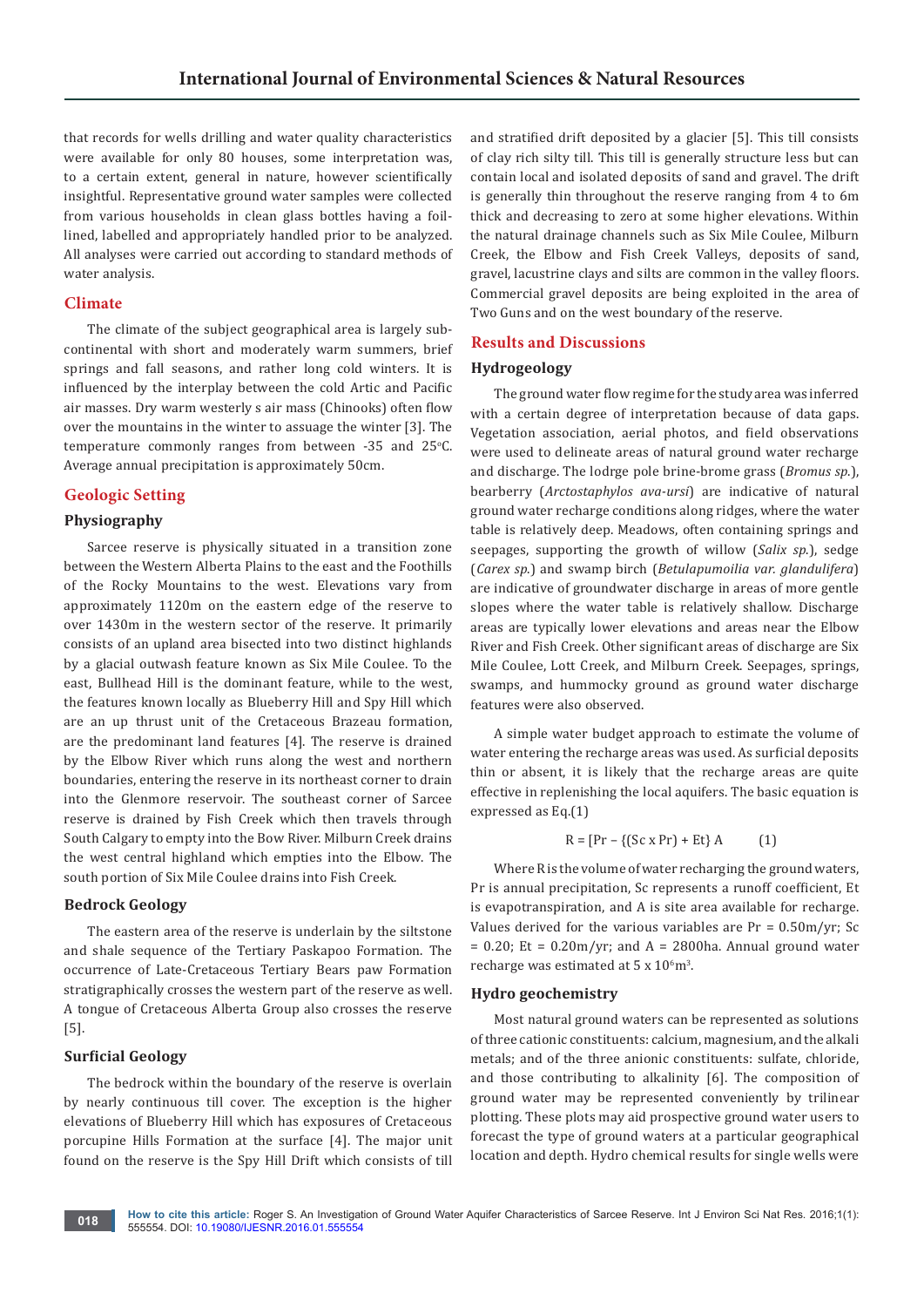that records for wells drilling and water quality characteristics were available for only 80 houses, some interpretation was, to a certain extent, general in nature, however scientifically insightful. Representative ground water samples were collected from various households in clean glass bottles having a foil-lined, labelled and appropriately handled prior to be analyzed. All analyses were carried out according to standard methods of water analysis.

## Climate

The climate of the subject geographical area is largely sub-continental with short and moderately warm summers, brief springs and fall seasons, and rather long cold winters. It is influenced by the interplay between the cold Artic and Pacific air masses. Dry warm westerly s air mass (Chinooks) often flow over the mountains in the winter to assuage the winter [3]. The temperature commonly ranges from between -35 and 25°C. Average annual precipitation is approximately 50cm.

## Geologic Setting

### Physiography

Sarcee reserve is physically situated in a transition zone between the Western Alberta Plains to the east and the Foothills of the Rocky Mountains to the west. Elevations vary from approximately 1120m on the eastern edge of the reserve to over 1430m in the western sector of the reserve. It primarily consists of an upland area bisected into two distinct highlands by a glacial outwash feature known as Six Mile Coulee. To the east, Bullhead Hill is the dominant feature, while to the west, the features known locally as Blueberry Hill and Spy Hill which are an up thrust unit of the Cretaceous Brazeau formation, are the predominant land features [4]. The reserve is drained by the Elbow River which runs along the west and northern boundaries, entering the reserve in its northeast corner to drain into the Glenmore reservoir. The southeast corner of Sarcee reserve is drained by Fish Creek which then travels through South Calgary to empty into the Bow River. Milburn Creek drains the west central highland which empties into the Elbow. The south portion of Six Mile Coulee drains into Fish Creek.

### Bedrock Geology

The eastern area of the reserve is underlain by the siltstone and shale sequence of the Tertiary Paskapoo Formation. The occurrence of Late-Cretaceous Tertiary Bears paw Formation stratigraphically crosses the western part of the reserve as well. A tongue of Cretaceous Alberta Group also crosses the reserve [5].

### Surficial Geology

The bedrock within the boundary of the reserve is overlain by nearly continuous till cover. The exception is the higher elevations of Blueberry Hill which has exposures of Cretaceous porcupine Hills Formation at the surface [4]. The major unit found on the reserve is the Spy Hill Drift which consists of till and stratified drift deposited by a glacier [5]. This till consists of clay rich silty till. This till is generally structure less but can contain local and isolated deposits of sand and gravel. The drift is generally thin throughout the reserve ranging from 4 to 6m thick and decreasing to zero at some higher elevations. Within the natural drainage channels such as Six Mile Coulee, Milburn Creek, the Elbow and Fish Creek Valleys, deposits of sand, gravel, lacustrine clays and silts are common in the valley floors. Commercial gravel deposits are being exploited in the area of Two Guns and on the west boundary of the reserve.

## Results and Discussions

### Hydrogeology

The ground water flow regime for the study area was inferred with a certain degree of interpretation because of data gaps. Vegetation association, aerial photos, and field observations were used to delineate areas of natural ground water recharge and discharge. The lodrge pole brine-brome grass (*Bromus sp.*), bearberry (*Arctostaphylos ava-ursi*) are indicative of natural ground water recharge conditions along ridges, where the water table is relatively deep. Meadows, often containing springs and seepages, supporting the growth of willow (*Salix sp.*), sedge (*Carex sp.*) and swamp birch (*Betulapumoilia var. glandulifera*) are indicative of groundwater discharge in areas of more gentle slopes where the water table is relatively shallow. Discharge areas are typically lower elevations and areas near the Elbow River and Fish Creek. Other significant areas of discharge are Six Mile Coulee, Lott Creek, and Milburn Creek. Seepages, springs, swamps, and hummocky ground as ground water discharge features were also observed.

A simple water budget approach to estimate the volume of water entering the recharge areas was used. As surficial deposits thin or absent, it is likely that the recharge areas are quite effective in replenishing the local aquifers. The basic equation is expressed as Eq.(1)

$$R = [Pr - \{(Sc \times Pr) + Et\} A \qquad (1)$$

Where R is the volume of water recharging the ground waters, Pr is annual precipitation, Sc represents a runoff coefficient, Et is evapotranspiration, and A is site area available for recharge. Values derived for the various variables are Pr = 0.50m/yr; Sc = 0.20; Et = 0.20m/yr; and A = 2800ha. Annual ground water recharge was estimated at $5 \times 10^6 m^3$.

### Hydro geochemistry

Most natural ground waters can be represented as solutions of three cationic constituents: calcium, magnesium, and the alkali metals; and of the three anionic constituents: sulfate, chloride, and those contributing to alkalinity [6]. The composition of ground water may be represented conveniently by trilinear plotting. These plots may aid prospective ground water users to forecast the type of ground waters at a particular geographical location and depth. Hydro chemical results for single wells were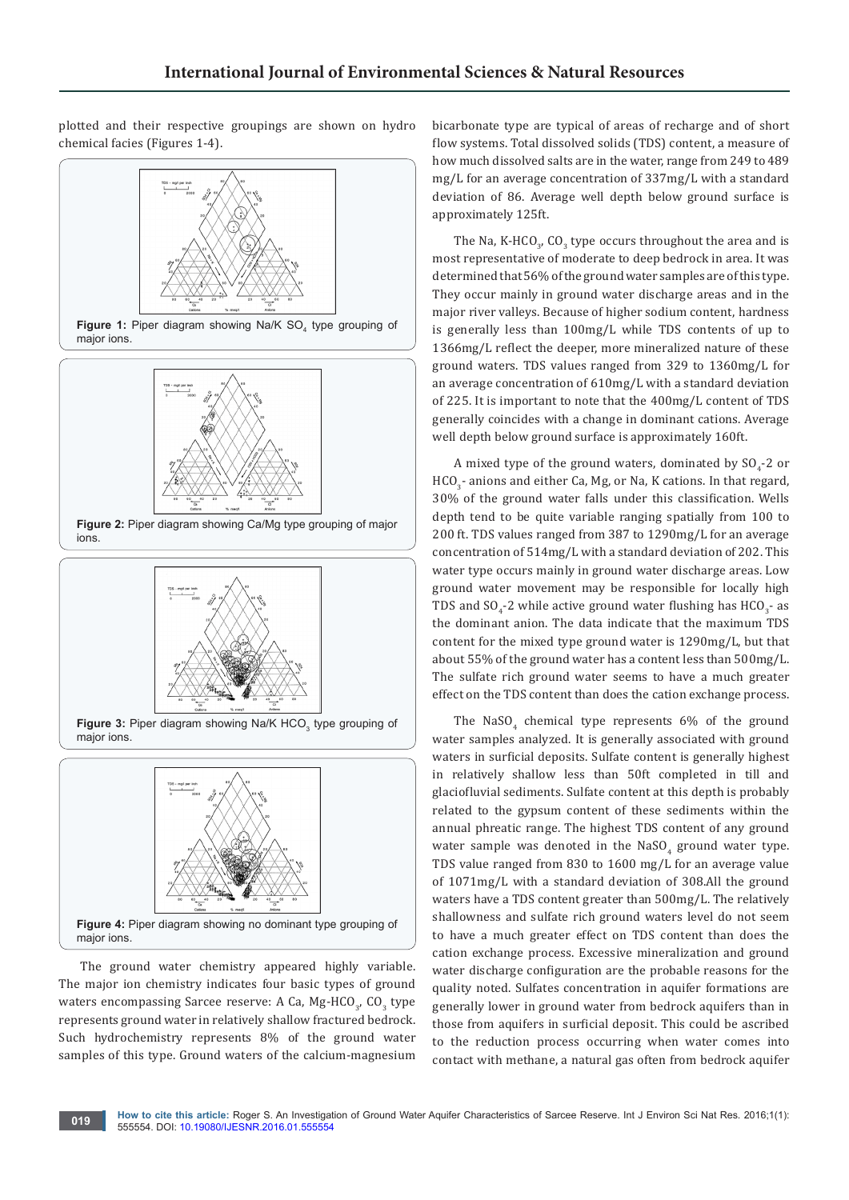plotted and their respective groupings are shown on hydro chemical facies (Figures 1-4).

**Figure 1:** Piper diagram showing Na/K $SO_4$ type grouping of major ions.

**Figure 2:** Piper diagram showing Ca/Mg type grouping of major ions.

**Figure 3:** Piper diagram showing Na/K $HCO_3$ type grouping of major ions.

**Figure 4:** Piper diagram showing no dominant type grouping of major ions.

The ground water chemistry appeared highly variable. The major ion chemistry indicates four basic types of ground waters encompassing Sarcee reserve: A Ca, Mg-$HCO_3$, $CO_3$ type represents ground water in relatively shallow fractured bedrock. Such hydrochemistry represents 8% of the ground water samples of this type. Ground waters of the calcium-magnesium bicarbonate type are typical of areas of recharge and of short flow systems. Total dissolved solids (TDS) content, a measure of how much dissolved salts are in the water, range from 249 to 489 mg/L for an average concentration of 337mg/L with a standard deviation of 86. Average well depth below ground surface is approximately 125ft.

The Na, K-$HCO_3$, $CO_3$ type occurs throughout the area and is most representative of moderate to deep bedrock in area. It was determined that 56% of the ground water samples are of this type. They occur mainly in ground water discharge areas and in the major river valleys. Because of higher sodium content, hardness is generally less than 100mg/L while TDS contents of up to 1366mg/L reflect the deeper, more mineralized nature of these ground waters. TDS values ranged from 329 to 1360mg/L for an average concentration of 610mg/L with a standard deviation of 225. It is important to note that the 400mg/L content of TDS generally coincides with a change in dominant cations. Average well depth below ground surface is approximately 160ft.

A mixed type of the ground waters, dominated by $SO_4$-2 or $HCO_3$- anions and either Ca, Mg, or Na, K cations. In that regard, 30% of the ground water falls under this classification. Wells depth tend to be quite variable ranging spatially from 100 to 200 ft. TDS values ranged from 387 to 1290mg/L for an average concentration of 514mg/L with a standard deviation of 202. This water type occurs mainly in ground water discharge areas. Low ground water movement may be responsible for locally high TDS and $SO_4$-2 while active ground water flushing has $HCO_3$- as the dominant anion. The data indicate that the maximum TDS content for the mixed type ground water is 1290mg/L, but that about 55% of the ground water has a content less than 500mg/L. The sulfate rich ground water seems to have a much greater effect on the TDS content than does the cation exchange process.

The $NaSO_4$ chemical type represents 6% of the ground water samples analyzed. It is generally associated with ground waters in surficial deposits. Sulfate content is generally highest in relatively shallow less than 50ft completed in till and glaciofluvial sediments. Sulfate content at this depth is probably related to the gypsum content of these sediments within the annual phreatic range. The highest TDS content of any ground water sample was denoted in the $NaSO_4$ ground water type. TDS value ranged from 830 to 1600 mg/L for an average value of 1071mg/L with a standard deviation of 308.All the ground waters have a TDS content greater than 500mg/L. The relatively shallowness and sulfate rich ground waters level do not seem to have a much greater effect on TDS content than does the cation exchange process. Excessive mineralization and ground water discharge configuration are the probable reasons for the quality noted. Sulfates concentration in aquifer formations are generally lower in ground water from bedrock aquifers than in those from aquifers in surficial deposit. This could be ascribed to the reduction process occurring when water comes into contact with methane, a natural gas often from bedrock aquifer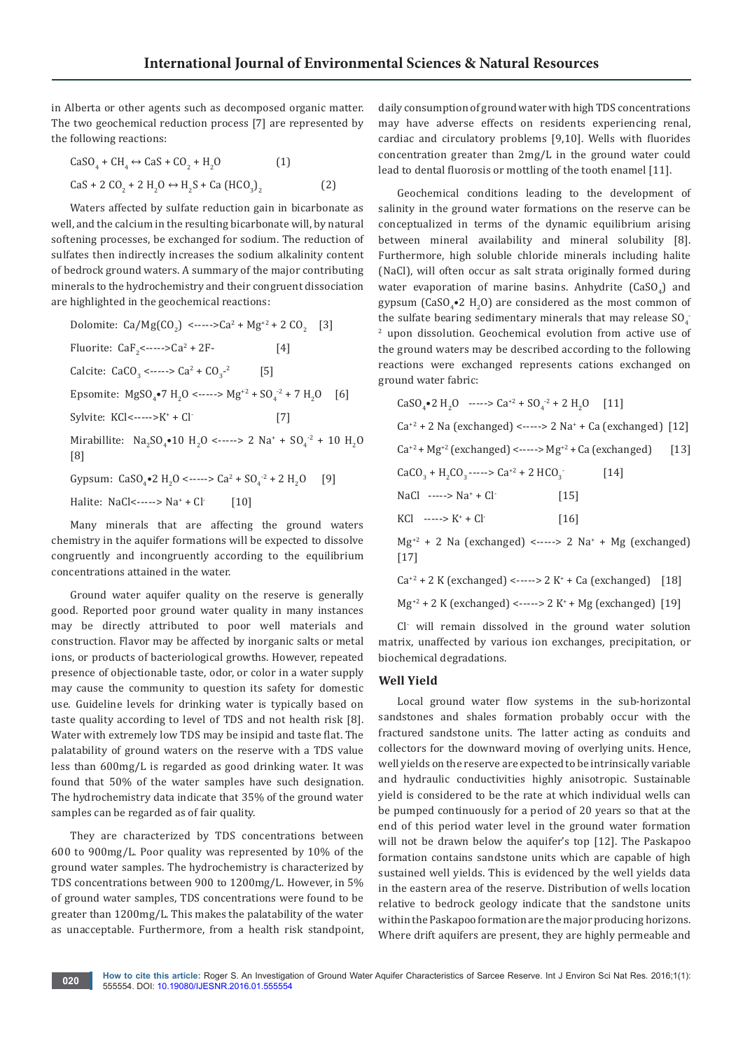in Alberta or other agents such as decomposed organic matter. The two geochemical reduction process [7] are represented by the following reactions:

$$CaSO_4 + CH_4 \leftrightarrow CaS + CO_2 + H_2O \quad (1)$$

$$CaS + 2\,CO_2 + 2\,H_2O \leftrightarrow H_2S + Ca\,(HCO_3)_2 \quad (2)$$

Waters affected by sulfate reduction gain in bicarbonate as well, and the calcium in the resulting bicarbonate will, by natural softening processes, be exchanged for sodium. The reduction of sulfates then indirectly increases the sodium alkalinity content of bedrock ground waters. A summary of the major contributing minerals to the hydrochemistry and their congruent dissociation are highlighted in the geochemical reactions:

Dolomite: $Ca/Mg(CO_2)$ <-----> $Ca^2 + Mg^{+2} + 2\,CO_2$ [3]

Fluorite: $CaF_2$ <-----> $Ca^2 + 2F$- [4]

Calcite: $CaCO_3$ <-----> $Ca^2 + CO_3^{-2}$ [5]

Epsomite: $MgSO_4 \bullet 7\,H_2O$ <-----> $Mg^{+2} + SO_4^{-2} + 7\,H_2O$ [6]

Sylvite: $KCl$ <-----> $K^+ + Cl^-$ [7]

Mirabillite: $Na_2SO_4 \bullet 10\,H_2O$ <-----> $2\,Na^+ + SO_4^{-2} + 10\,H_2O$ [8]

Gypsum: $CaSO_4 \bullet 2\,H_2O$ <-----> $Ca^2 + SO_4^{-2} + 2\,H_2O$ [9]

Halite: $NaCl$ <-----> $Na^+ + Cl^-$ [10]

Many minerals that are affecting the ground waters chemistry in the aquifer formations will be expected to dissolve congruently and incongruently according to the equilibrium concentrations attained in the water.

Ground water aquifer quality on the reserve is generally good. Reported poor ground water quality in many instances may be directly attributed to poor well materials and construction. Flavor may be affected by inorganic salts or metal ions, or products of bacteriological growths. However, repeated presence of objectionable taste, odor, or color in a water supply may cause the community to question its safety for domestic use. Guideline levels for drinking water is typically based on taste quality according to level of TDS and not health risk [8]. Water with extremely low TDS may be insipid and taste flat. The palatability of ground waters on the reserve with a TDS value less than 600mg/L is regarded as good drinking water. It was found that 50% of the water samples have such designation. The hydrochemistry data indicate that 35% of the ground water samples can be regarded as of fair quality.

They are characterized by TDS concentrations between 600 to 900mg/L. Poor quality was represented by 10% of the ground water samples. The hydrochemistry is characterized by TDS concentrations between 900 to 1200mg/L. However, in 5% of ground water samples, TDS concentrations were found to be greater than 1200mg/L. This makes the palatability of the water as unacceptable. Furthermore, from a health risk standpoint, daily consumption of ground water with high TDS concentrations may have adverse effects on residents experiencing renal, cardiac and circulatory problems [9,10]. Wells with fluorides concentration greater than 2mg/L in the ground water could lead to dental fluorosis or mottling of the tooth enamel [11].

Geochemical conditions leading to the development of salinity in the ground water formations on the reserve can be conceptualized in terms of the dynamic equilibrium arising between mineral availability and mineral solubility [8]. Furthermore, high soluble chloride minerals including halite (NaCl), will often occur as salt strata originally formed during water evaporation of marine basins. Anhydrite ($CaSO_4$) and gypsum ($CaSO_4 \bullet 2\,H_2O$) are considered as the most common of the sulfate bearing sedimentary minerals that may release $SO_4^{-2}$ upon dissolution. Geochemical evolution from active use of the ground waters may be described according to the following reactions were exchanged represents cations exchanged on ground water fabric:

$CaSO_4 \bullet 2\,H_2O$ -----> $Ca^{+2} + SO_4^{-2} + 2\,H_2O$ [11]

$Ca^{+2} + 2\,Na$ (exchanged) <-----> $2\,Na^+ + Ca$ (exchanged) [12]

$Ca^{+2} + Mg^{+2}$ (exchanged) <-----> $Mg^{+2} + Ca$ (exchanged) [13]

$CaCO_3 + H_2CO_3$ -----> $Ca^{+2} + 2\,HCO_3^-$ [14]

$NaCl$ -----> $Na^+ + Cl^-$ [15]

$KCl$ -----> $K^+ + Cl^-$ [16]

$Mg^{+2} + 2\,Na$ (exchanged) <-----> $2\,Na^+ + Mg$ (exchanged) [17]

$Ca^{+2} + 2\,K$ (exchanged) <-----> $2\,K^+ + Ca$ (exchanged) [18]

$Mg^{+2} + 2\,K$ (exchanged) <-----> $2\,K^+ + Mg$ (exchanged) [19]

$Cl^-$ will remain dissolved in the ground water solution matrix, unaffected by various ion exchanges, precipitation, or biochemical degradations.

## Well Yield

Local ground water flow systems in the sub-horizontal sandstones and shales formation probably occur with the fractured sandstone units. The latter acting as conduits and collectors for the downward moving of overlying units. Hence, well yields on the reserve are expected to be intrinsically variable and hydraulic conductivities highly anisotropic. Sustainable yield is considered to be the rate at which individual wells can be pumped continuously for a period of 20 years so that at the end of this period water level in the ground water formation will not be drawn below the aquifer's top [12]. The Paskapoo formation contains sandstone units which are capable of high sustained well yields. This is evidenced by the well yields data in the eastern area of the reserve. Distribution of wells location relative to bedrock geology indicate that the sandstone units within the Paskapoo formation are the major producing horizons. Where drift aquifers are present, they are highly permeable and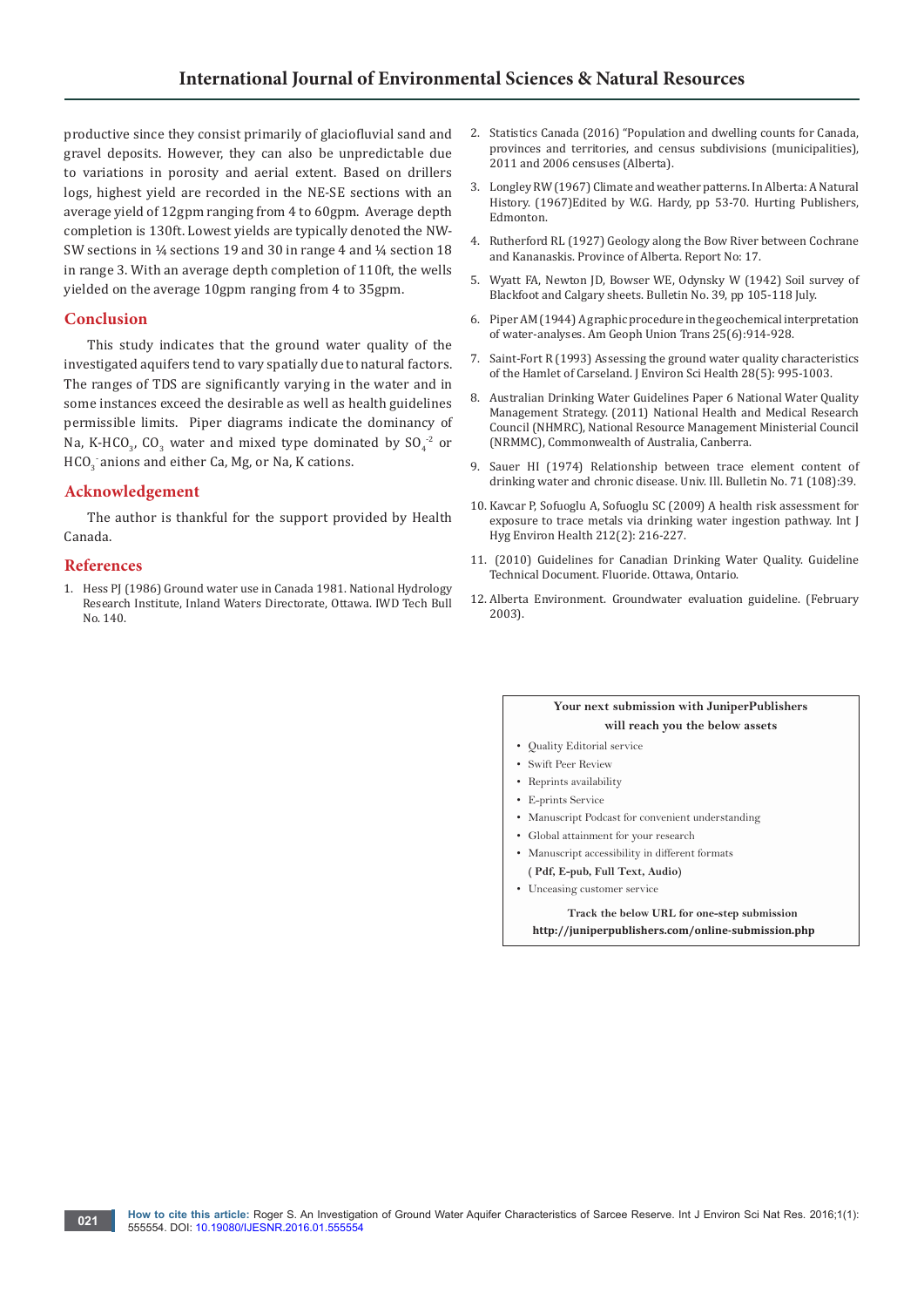productive since they consist primarily of glaciofluvial sand and gravel deposits. However, they can also be unpredictable due to variations in porosity and aerial extent. Based on drillers logs, highest yield are recorded in the NE-SE sections with an average yield of 12gpm ranging from 4 to 60gpm. Average depth completion is 130ft. Lowest yields are typically denoted the NW-SW sections in ¼ sections 19 and 30 in range 4 and ¼ section 18 in range 3. With an average depth completion of 110ft, the wells yielded on the average 10gpm ranging from 4 to 35gpm.

## Conclusion

This study indicates that the ground water quality of the investigated aquifers tend to vary spatially due to natural factors. The ranges of TDS are significantly varying in the water and in some instances exceed the desirable as well as health guidelines permissible limits. Piper diagrams indicate the dominancy of Na, K-$HCO_3$, $CO_3$ water and mixed type dominated by $SO_4^{-2}$ or $HCO_3^-$ anions and either Ca, Mg, or Na, K cations.

## Acknowledgement

The author is thankful for the support provided by Health Canada.

## References

1. Hess PJ (1986) Ground water use in Canada 1981. National Hydrology Research Institute, Inland Waters Directorate, Ottawa. IWD Tech Bull No. 140.
2. Statistics Canada (2016) "Population and dwelling counts for Canada, provinces and territories, and census subdivisions (municipalities), 2011 and 2006 censuses (Alberta).
3. Longley RW (1967) Climate and weather patterns. In Alberta: A Natural History. (1967)Edited by W.G. Hardy, pp 53-70. Hurting Publishers, Edmonton.
4. Rutherford RL (1927) Geology along the Bow River between Cochrane and Kananaskis. Province of Alberta. Report No: 17.
5. Wyatt FA, Newton JD, Bowser WE, Odynsky W (1942) Soil survey of Blackfoot and Calgary sheets. Bulletin No. 39, pp 105-118 July.
6. Piper AM (1944) A graphic procedure in the geochemical interpretation of water-analyses. Am Geoph Union Trans 25(6):914-928.
7. Saint-Fort R (1993) Assessing the ground water quality characteristics of the Hamlet of Carseland. J Environ Sci Health 28(5): 995-1003.
8. Australian Drinking Water Guidelines Paper 6 National Water Quality Management Strategy. (2011) National Health and Medical Research Council (NHMRC), National Resource Management Ministerial Council (NRMMC), Commonwealth of Australia, Canberra.
9. Sauer HI (1974) Relationship between trace element content of drinking water and chronic disease. Univ. Ill. Bulletin No. 71 (108):39.
10. Kavcar P, Sofuoglu A, Sofuoglu SC (2009) A health risk assessment for exposure to trace metals via drinking water ingestion pathway. Int J Hyg Environ Health 212(2): 216-227.
11. (2010) Guidelines for Canadian Drinking Water Quality. Guideline Technical Document. Fluoride. Ottawa, Ontario.
12. Alberta Environment. Groundwater evaluation guideline. (February 2003).

**Your next submission with JuniperPublishers will reach you the below assets**

- Quality Editorial service
- Swift Peer Review
- Reprints availability
- E-prints Service
- Manuscript Podcast for convenient understanding
- Global attainment for your research
- Manuscript accessibility in different formats
  **( Pdf, E-pub, Full Text, Audio)**
- Unceasing customer service

**Track the below URL for one-step submission**
**http://juniperpublishers.com/online-submission.php**

**How to cite this article:** Roger S. An Investigation of Ground Water Aquifer Characteristics of Sarcee Reserve. Int J Environ Sci Nat Res. 2016;1(1): 555554. DOI: 10.19080/IJESNR.2016.01.555554